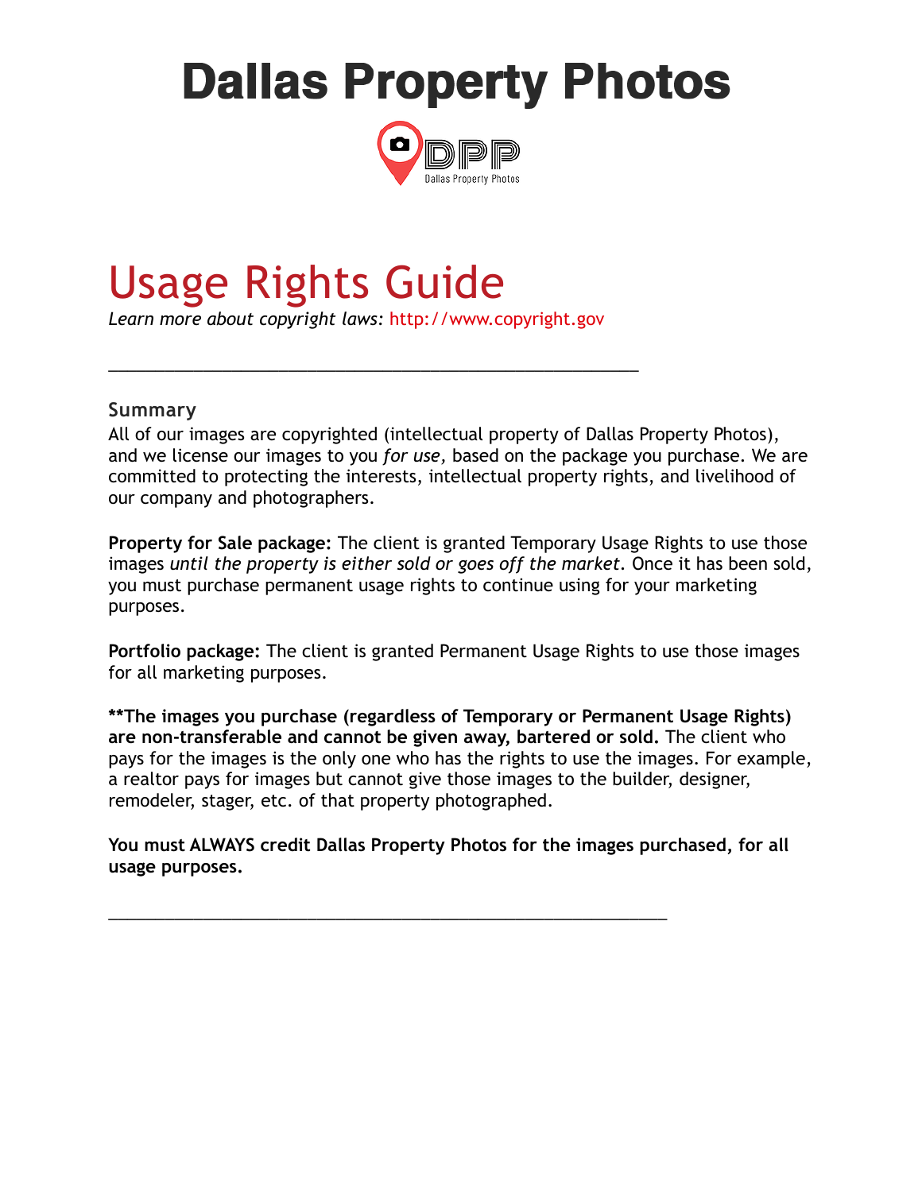# Dallas Property Photos

DPP
Dallas Property Photos

## Usage Rights Guide

*Learn more about copyright laws:* http://www.copyright.gov

---

### Summary

All of our images are copyrighted (intellectual property of Dallas Property Photos), and we license our images to you *for use,* based on the package you purchase. We are committed to protecting the interests, intellectual property rights, and livelihood of our company and photographers.

**Property for Sale package:** The client is granted Temporary Usage Rights to use those images *until the property is either sold or goes off the market.* Once it has been sold, you must purchase permanent usage rights to continue using for your marketing purposes.

**Portfolio package:** The client is granted Permanent Usage Rights to use those images for all marketing purposes.

****The images you purchase (regardless of Temporary or Permanent Usage Rights) are non-transferable and cannot be given away, bartered or sold.** The client who pays for the images is the only one who has the rights to use the images. For example, a realtor pays for images but cannot give those images to the builder, designer, remodeler, stager, etc. of that property photographed.

**You must ALWAYS credit Dallas Property Photos for the images purchased, for all usage purposes.**

---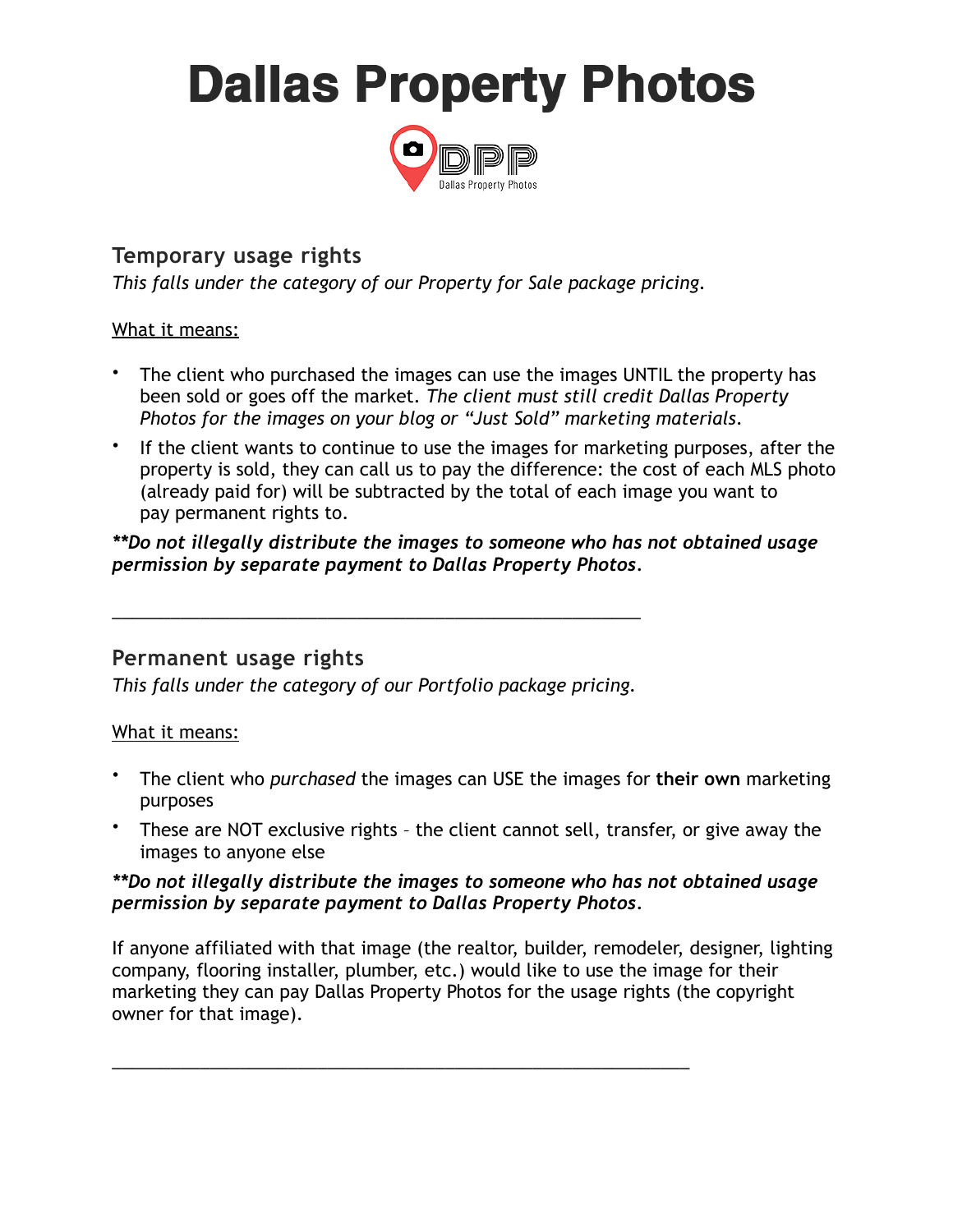# Dallas Property Photos

DPP
Dallas Property Photos

## Temporary usage rights

*This falls under the category of our Property for Sale package pricing.*

What it means:

- The client who purchased the images can use the images UNTIL the property has been sold or goes off the market. *The client must still credit Dallas Property Photos for the images on your blog or "Just Sold" marketing materials.*
- If the client wants to continue to use the images for marketing purposes, after the property is sold, they can call us to pay the difference: the cost of each MLS photo (already paid for) will be subtracted by the total of each image you want to pay permanent rights to.

***\*\*Do not illegally distribute the images to someone who has not obtained usage permission by separate payment to Dallas Property Photos.***

---

## Permanent usage rights

*This falls under the category of our Portfolio package pricing.*

What it means:

- The client who *purchased* the images can USE the images for **their own** marketing purposes
- These are NOT exclusive rights – the client cannot sell, transfer, or give away the images to anyone else

***\*\*Do not illegally distribute the images to someone who has not obtained usage permission by separate payment to Dallas Property Photos.***

If anyone affiliated with that image (the realtor, builder, remodeler, designer, lighting company, flooring installer, plumber, etc.) would like to use the image for their marketing they can pay Dallas Property Photos for the usage rights (the copyright owner for that image).

---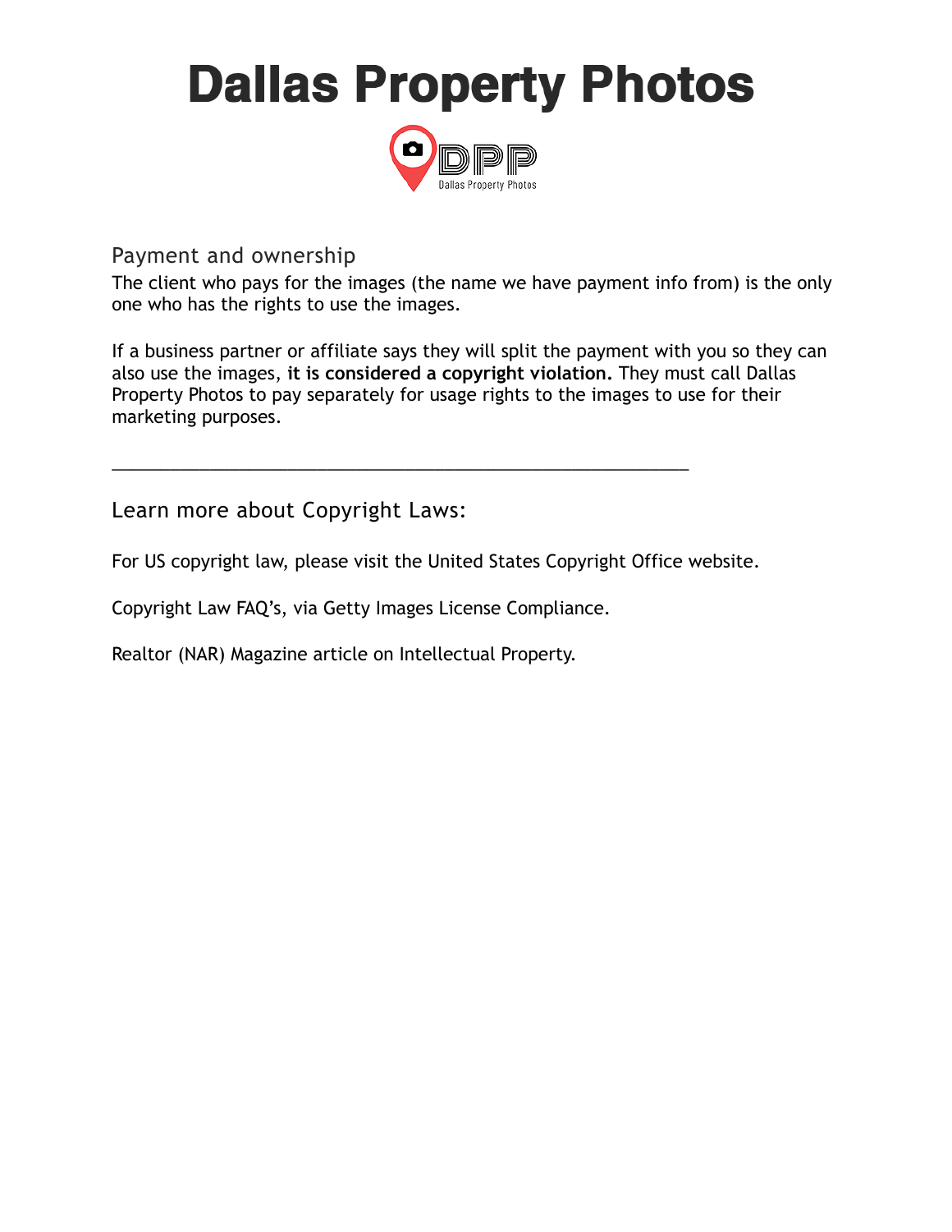# Dallas Property Photos

DPP
Dallas Property Photos

## Payment and ownership

The client who pays for the images (the name we have payment info from) is the only one who has the rights to use the images.

If a business partner or affiliate says they will split the payment with you so they can also use the images, **it is considered a copyright violation.** They must call Dallas Property Photos to pay separately for usage rights to the images to use for their marketing purposes.

---

## Learn more about Copyright Laws:

For US copyright law, please visit the United States Copyright Office website.

Copyright Law FAQ's, via Getty Images License Compliance.

Realtor (NAR) Magazine article on Intellectual Property.